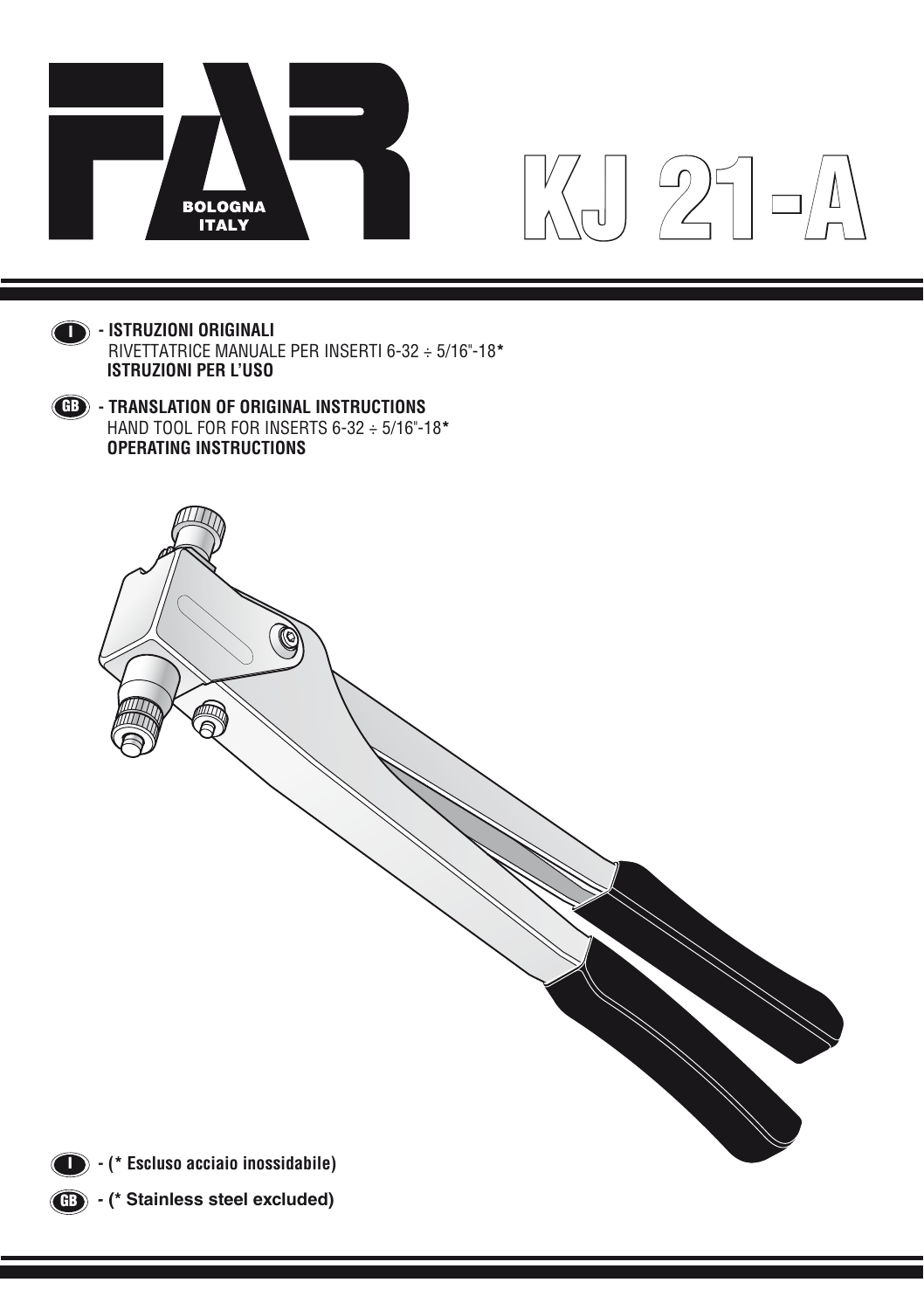# FAR BOLOGNA ITALY

# KJ 21-A

**I** - **ISTRUZIONI ORIGINALI**
RIVETTATRICE MANUALE PER INSERTI 6-32 ÷ 5/16"-18*
**ISTRUZIONI PER L'USO**

**GB** - **TRANSLATION OF ORIGINAL INSTRUCTIONS**
HAND TOOL FOR FOR INSERTS 6-32 ÷ 5/16"-18*
**OPERATING INSTRUCTIONS**

**I** - **(* Escluso acciaio inossidabile)**

**GB** - **(* Stainless steel excluded)**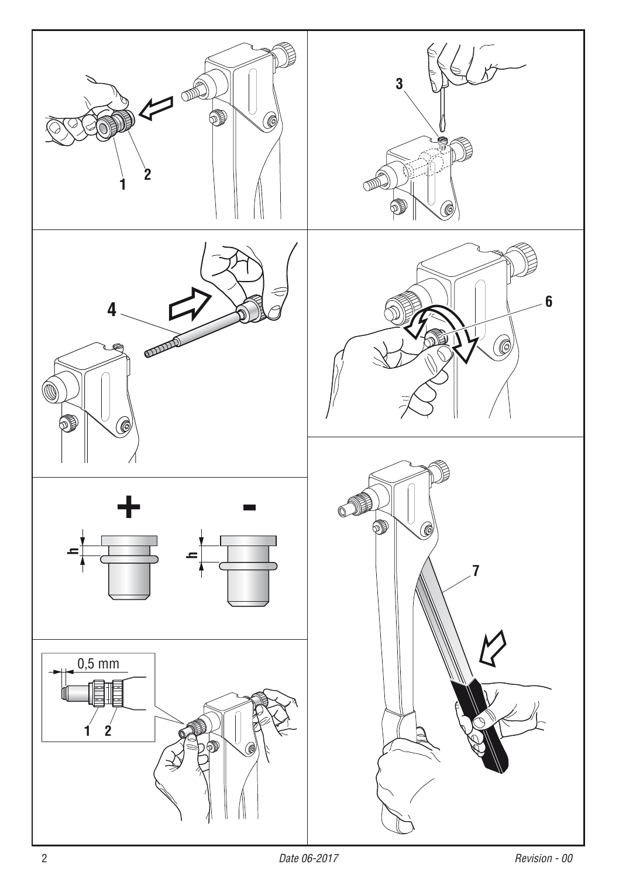1 2

3

4

6

+ -

h h

0,5 mm

1 2

7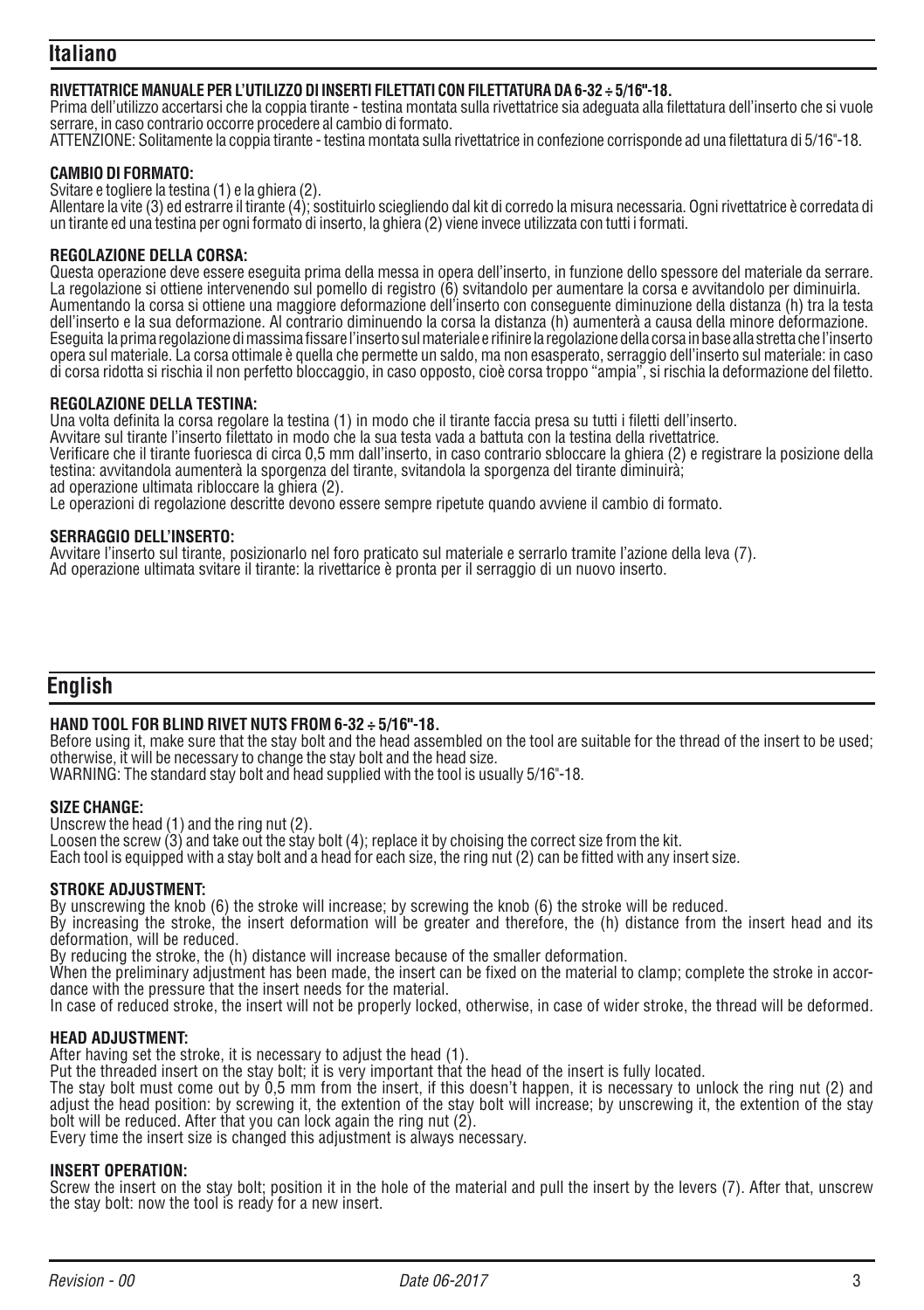## Italiano

### RIVETTATRICE MANUALE PER L'UTILIZZO DI INSERTI FILETTATI CON FILETTATURA DA 6-32 ÷ 5/16"-18.

Prima dell'utilizzo accertarsi che la coppia tirante - testina montata sulla rivettatrice sia adeguata alla filettatura dell'inserto che si vuole serrare, in caso contrario occorre procedere al cambio di formato.

ATTENZIONE: Solitamente la coppia tirante - testina montata sulla rivettatrice in confezione corrisponde ad una filettatura di 5/16"-18.

### CAMBIO DI FORMATO:

Svitare e togliere la testina (1) e la ghiera (2).

Allentare la vite (3) ed estrarre il tirante (4); sostituirlo sciegliendo dal kit di corredo la misura necessaria. Ogni rivettatrice è corredata di un tirante ed una testina per ogni formato di inserto, la ghiera (2) viene invece utilizzata con tutti i formati.

### REGOLAZIONE DELLA CORSA:

Questa operazione deve essere eseguita prima della messa in opera dell'inserto, in funzione dello spessore del materiale da serrare. La regolazione si ottiene intervenendo sul pomello di registro (6) svitandolo per aumentare la corsa e avvitandolo per diminuirla. Aumentando la corsa si ottiene una maggiore deformazione dell'inserto con conseguente diminuzione della distanza (h) tra la testa dell'inserto e la sua deformazione. Al contrario diminuendo la corsa la distanza (h) aumenterà a causa della minore deformazione. Eseguita la prima regolazione di massima fissare l'inserto sul materiale e rifinire la regolazione della corsa in base alla stretta che l'inserto opera sul materiale. La corsa ottimale è quella che permette un saldo, ma non esasperato, serraggio dell'inserto sul materiale: in caso di corsa ridotta si rischia il non perfetto bloccaggio, in caso opposto, cioè corsa troppo "ampia", si rischia la deformazione del filetto.

### REGOLAZIONE DELLA TESTINA:

Una volta definita la corsa regolare la testina (1) in modo che il tirante faccia presa su tutti i filetti dell'inserto.

Avvitare sul tirante l'inserto filettato in modo che la sua testa vada a battuta con la testina della rivettatrice.

Verificare che il tirante fuoriesca di circa 0,5 mm dall'inserto, in caso contrario sbloccare la ghiera (2) e registrare la posizione della testina: avvitandola aumenterà la sporgenza del tirante, svitandola la sporgenza del tirante diminuirà;

ad operazione ultimata ribloccare la ghiera (2).

Le operazioni di regolazione descritte devono essere sempre ripetute quando avviene il cambio di formato.

### SERRAGGIO DELL'INSERTO:

Avvitare l'inserto sul tirante, posizionarlo nel foro praticato sul materiale e serrarlo tramite l'azione della leva (7).

Ad operazione ultimata svitare il tirante: la rivettarice è pronta per il serraggio di un nuovo inserto.

## English

### HAND TOOL FOR BLIND RIVET NUTS FROM 6-32 ÷ 5/16"-18.

Before using it, make sure that the stay bolt and the head assembled on the tool are suitable for the thread of the insert to be used; otherwise, it will be necessary to change the stay bolt and the head size.

WARNING: The standard stay bolt and head supplied with the tool is usually 5/16"-18.

### SIZE CHANGE:

Unscrew the head (1) and the ring nut (2).

Loosen the screw (3) and take out the stay bolt (4); replace it by choising the correct size from the kit.

Each tool is equipped with a stay bolt and a head for each size, the ring nut (2) can be fitted with any insert size.

### STROKE ADJUSTMENT:

By unscrewing the knob (6) the stroke will increase; by screwing the knob (6) the stroke will be reduced.

By increasing the stroke, the insert deformation will be greater and therefore, the (h) distance from the insert head and its deformation, will be reduced.

By reducing the stroke, the (h) distance will increase because of the smaller deformation.

When the preliminary adjustment has been made, the insert can be fixed on the material to clamp; complete the stroke in accordance with the pressure that the insert needs for the material.

In case of reduced stroke, the insert will not be properly locked, otherwise, in case of wider stroke, the thread will be deformed.

### HEAD ADJUSTMENT:

After having set the stroke, it is necessary to adjust the head (1).

Put the threaded insert on the stay bolt; it is very important that the head of the insert is fully located.

The stay bolt must come out by 0,5 mm from the insert, if this doesn't happen, it is necessary to unlock the ring nut (2) and adjust the head position: by screwing it, the extention of the stay bolt will increase; by unscrewing it, the extention of the stay bolt will be reduced. After that you can lock again the ring nut (2).

Every time the insert size is changed this adjustment is always necessary.

### INSERT OPERATION:

Screw the insert on the stay bolt; position it in the hole of the material and pull the insert by the levers (7). After that, unscrew the stay bolt: now the tool is ready for a new insert.

*Revision - 00* *Date 06-2017*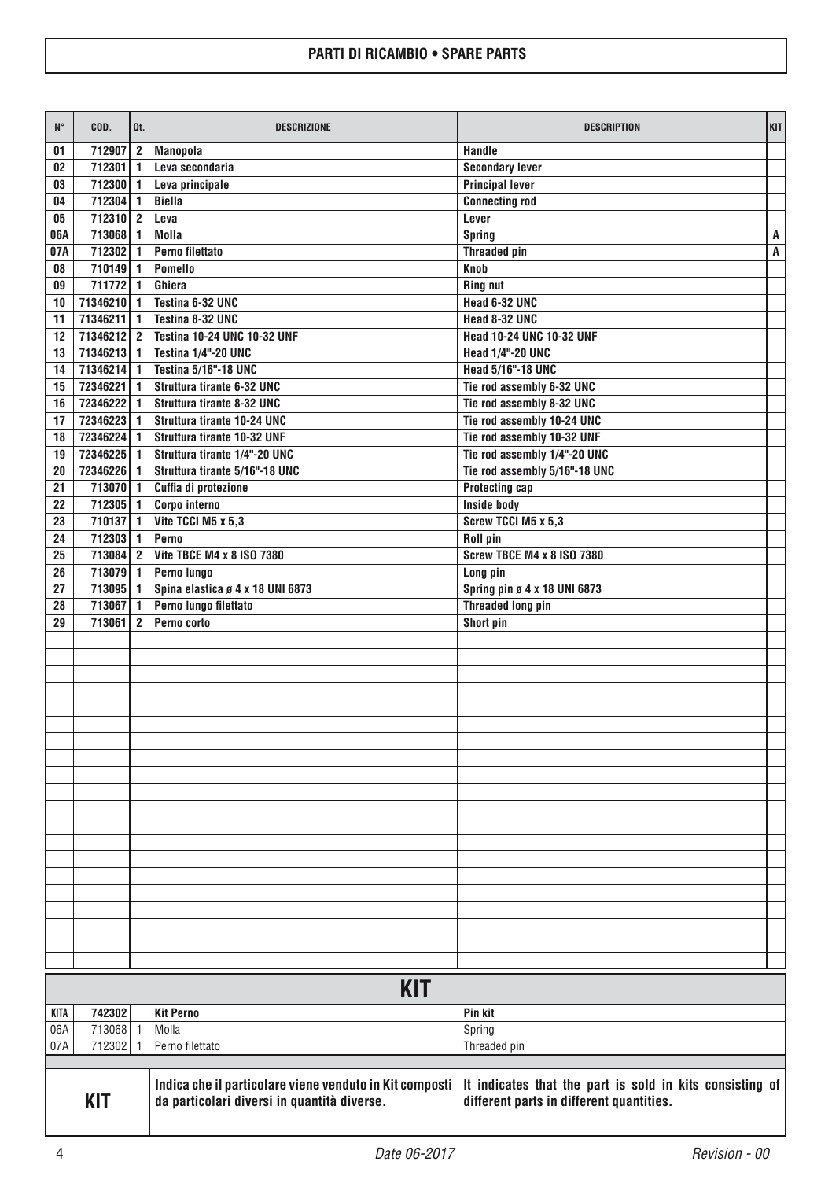## PARTI DI RICAMBIO • SPARE PARTS

| N° | COD. | Qt. | DESCRIZIONE | DESCRIPTION | KIT |
|---|---|---|---|---|---|
| 01 | 712907 | 2 | Manopola | Handle | |
| 02 | 712301 | 1 | Leva secondaria | Secondary lever | |
| 03 | 712300 | 1 | Leva principale | Principal lever | |
| 04 | 712304 | 1 | Biella | Connecting rod | |
| 05 | 712310 | 2 | Leva | Lever | |
| 06A | 713068 | 1 | Molla | Spring | A |
| 07A | 712302 | 1 | Perno filettato | Threaded pin | A |
| 08 | 710149 | 1 | Pomello | Knob | |
| 09 | 711772 | 1 | Ghiera | Ring nut | |
| 10 | 71346210 | 1 | Testina 6-32 UNC | Head 6-32 UNC | |
| 11 | 71346211 | 1 | Testina 8-32 UNC | Head 8-32 UNC | |
| 12 | 71346212 | 2 | Testina 10-24 UNC 10-32 UNF | Head 10-24 UNC 10-32 UNF | |
| 13 | 71346213 | 1 | Testina 1/4"-20 UNC | Head 1/4"-20 UNC | |
| 14 | 71346214 | 1 | Testina 5/16"-18 UNC | Head 5/16"-18 UNC | |
| 15 | 72346221 | 1 | Struttura tirante 6-32 UNC | Tie rod assembly 6-32 UNC | |
| 16 | 72346222 | 1 | Struttura tirante 8-32 UNC | Tie rod assembly 8-32 UNC | |
| 17 | 72346223 | 1 | Struttura tirante 10-24 UNC | Tie rod assembly 10-24 UNC | |
| 18 | 72346224 | 1 | Struttura tirante 10-32 UNF | Tie rod assembly 10-32 UNF | |
| 19 | 72346225 | 1 | Struttura tirante 1/4"-20 UNC | Tie rod assembly 1/4"-20 UNC | |
| 20 | 72346226 | 1 | Struttura tirante 5/16"-18 UNC | Tie rod assembly 5/16"-18 UNC | |
| 21 | 713070 | 1 | Cuffia di protezione | Protecting cap | |
| 22 | 712305 | 1 | Corpo interno | Inside body | |
| 23 | 710137 | 1 | Vite TCCI M5 x 5,3 | Screw TCCI M5 x 5,3 | |
| 24 | 712303 | 1 | Perno | Roll pin | |
| 25 | 713084 | 2 | Vite TBCE M4 x 8 ISO 7380 | Screw TBCE M4 x 8 ISO 7380 | |
| 26 | 713079 | 1 | Perno lungo | Long pin | |
| 27 | 713095 | 1 | Spina elastica ø 4 x 18 UNI 6873 | Spring pin ø 4 x 18 UNI 6873 | |
| 28 | 713067 | 1 | Perno lungo filettato | Threaded long pin | |
| 29 | 713061 | 2 | Perno corto | Short pin | |

## KIT

| KITA | 742302 | | Kit Perno | Pin kit |
|---|---|---|---|---|
| 06A | 713068 | 1 | Molla | Spring |
| 07A | 712302 | 1 | Perno filettato | Threaded pin |

**KIT**

**Indica che il particolare viene venduto in Kit composti da particolari diversi in quantità diverse.**

**It indicates that the part is sold in kits consisting of different parts in different quantities.**

*Date 06-2017* *Revision - 00*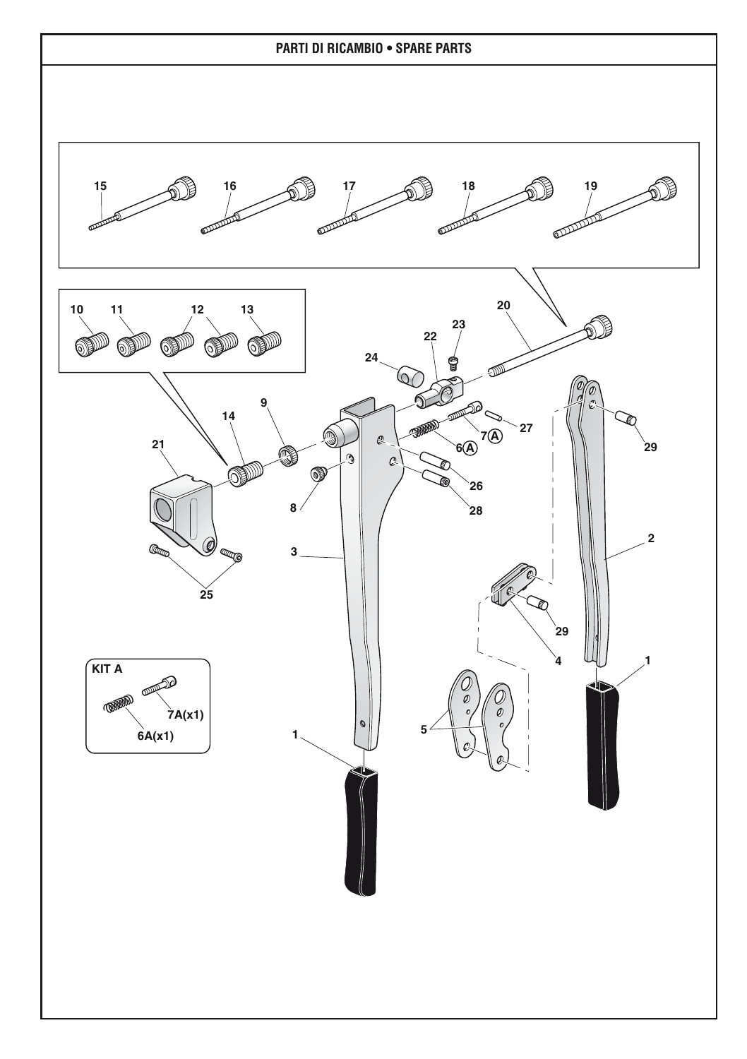## PARTI DI RICAMBIO • SPARE PARTS

15 16 17 18 19

10 11 12 13

20 23 22 24 9 14 21 7A 27 6A 26 8 28 3 25 2 29 4 29 1 5 1

KIT A

6A(x1)

7A(x1)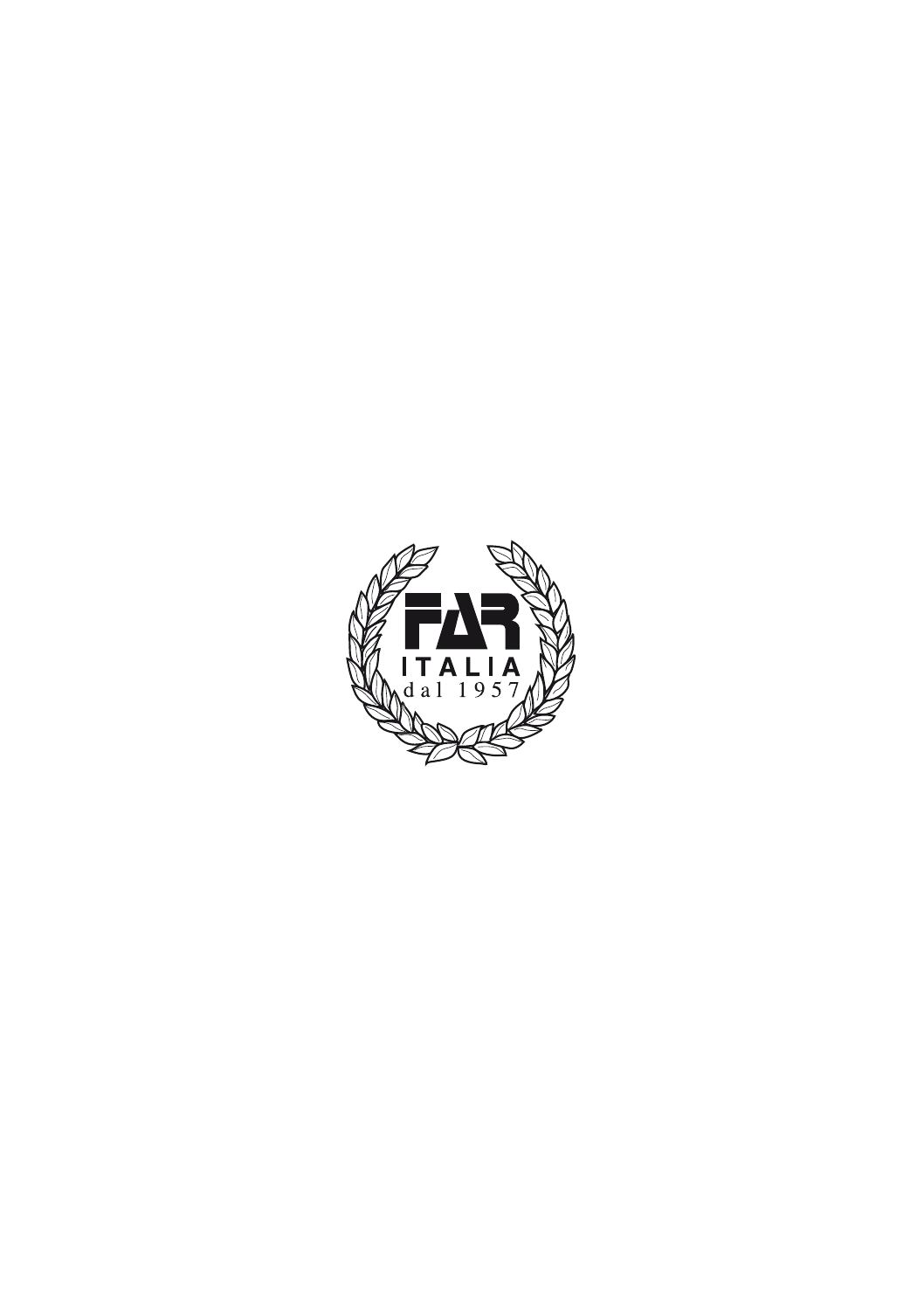FAR

ITALIA

dal 1957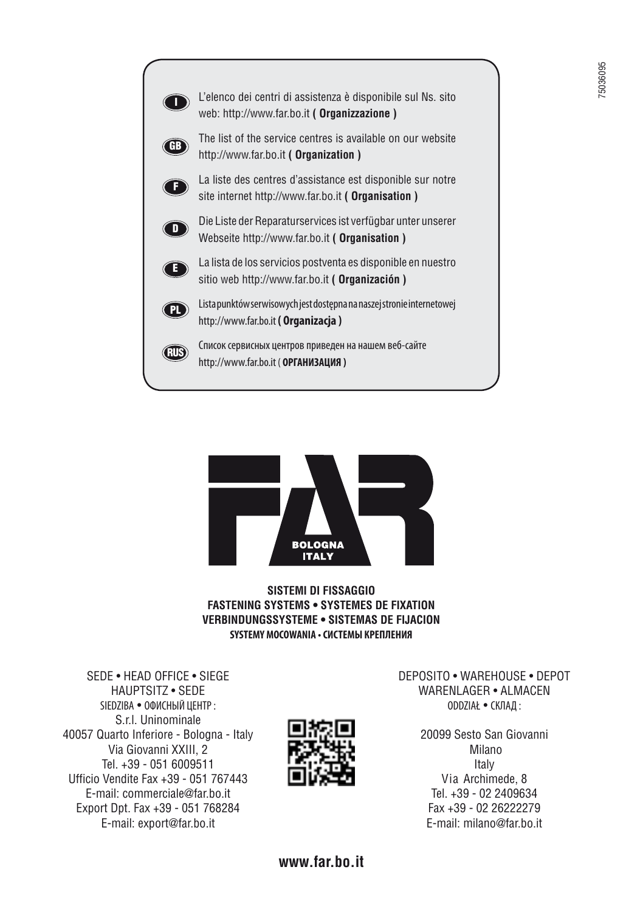75036095

**I** L'elenco dei centri di assistenza è disponibile sul Ns. sito web: http://www.far.bo.it **( Organizzazione )**

**GB** The list of the service centres is available on our website http://www.far.bo.it **( Organization )**

**F** La liste des centres d'assistance est disponible sur notre site internet http://www.far.bo.it **( Organisation )**

**D** Die Liste der Reparaturservices ist verfügbar unter unserer Webseite http://www.far.bo.it **( Organisation )**

**E** La lista de los servicios postventa es disponible en nuestro sitio web http://www.far.bo.it **( Organización )**

**PL** Lista punktów serwisowych jest dostępna na naszej stronie internetowej http://www.far.bo.it **( Organizacja )**

**RUS** Список сервисных центров приведен на нашем веб-сайте http://www.far.bo.it ( **ОРГАНИЗАЦИЯ )**

FAR BOLOGNA ITALY

**SISTEMI DI FISSAGGIO**
**FASTENING SYSTEMS • SYSTEMES DE FIXATION**
**VERBINDUNGSSYSTEME • SISTEMAS DE FIJACION**
**SYSTEMY MOCOWANIA • СИСТЕМЫ КРЕПЛЕНИЯ**

SEDE • HEAD OFFICE • SIEGE
HAUPTSITZ • SEDE
SIEDZIBA • ОФИСНЫЙ ЦЕНТР :
S.r.l. Uninominale
40057 Quarto Inferiore - Bologna - Italy
Via Giovanni XXIII, 2
Tel. +39 - 051 6009511
Ufficio Vendite Fax +39 - 051 767443
E-mail: commerciale@far.bo.it
Export Dpt. Fax +39 - 051 768284
E-mail: export@far.bo.it

DEPOSITO • WAREHOUSE • DEPOT
WARENLAGER • ALMACEN
ODDZIAŁ • СКЛАД :
20099 Sesto San Giovanni
Milano
Italy
Via Archimede, 8
Tel. +39 - 02 2409634
Fax +39 - 02 26222279
E-mail: milano@far.bo.it

**www.far.bo.it**